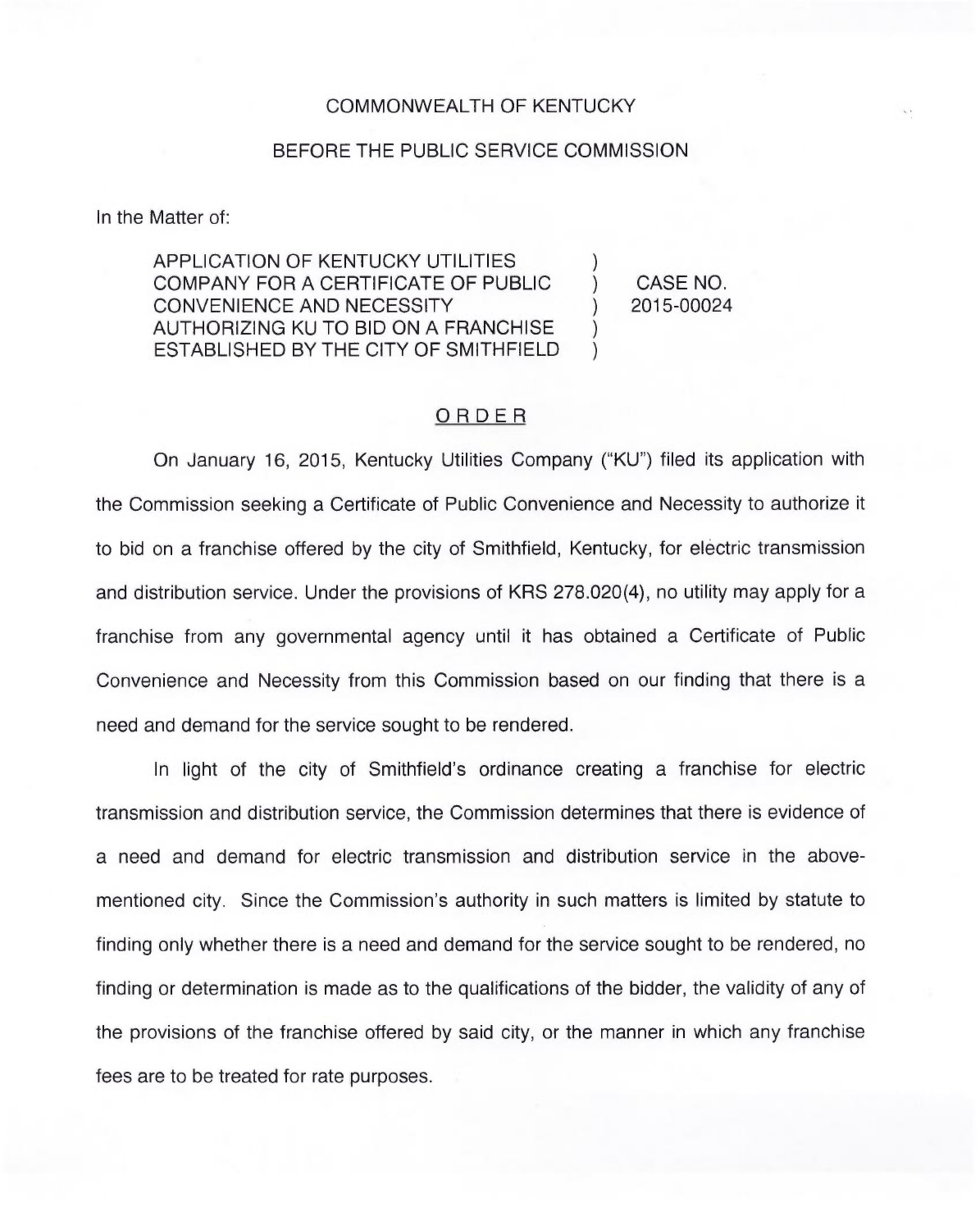COMMONWEALTH OF KENTUCKY

BEFORE THE PUBLIC SERVICE COMMISSION

In the Matter of:

| | | |
|---|---|---|
| APPLICATION OF KENTUCKY UTILITIES COMPANY FOR A CERTIFICATE OF PUBLIC CONVENIENCE AND NECESSITY AUTHORIZING KU TO BID ON A FRANCHISE ESTABLISHED BY THE CITY OF SMITHFIELD | ) ) ) ) ) | CASE NO. 2015-00024 |

## ORDER

On January 16, 2015, Kentucky Utilities Company ("KU") filed its application with the Commission seeking a Certificate of Public Convenience and Necessity to authorize it to bid on a franchise offered by the city of Smithfield, Kentucky, for electric transmission and distribution service. Under the provisions of KRS 278.020(4), no utility may apply for a franchise from any governmental agency until it has obtained a Certificate of Public Convenience and Necessity from this Commission based on our finding that there is a need and demand for the service sought to be rendered.

In light of the city of Smithfield's ordinance creating a franchise for electric transmission and distribution service, the Commission determines that there is evidence of a need and demand for electric transmission and distribution service in the above-mentioned city. Since the Commission's authority in such matters is limited by statute to finding only whether there is a need and demand for the service sought to be rendered, no finding or determination is made as to the qualifications of the bidder, the validity of any of the provisions of the franchise offered by said city, or the manner in which any franchise fees are to be treated for rate purposes.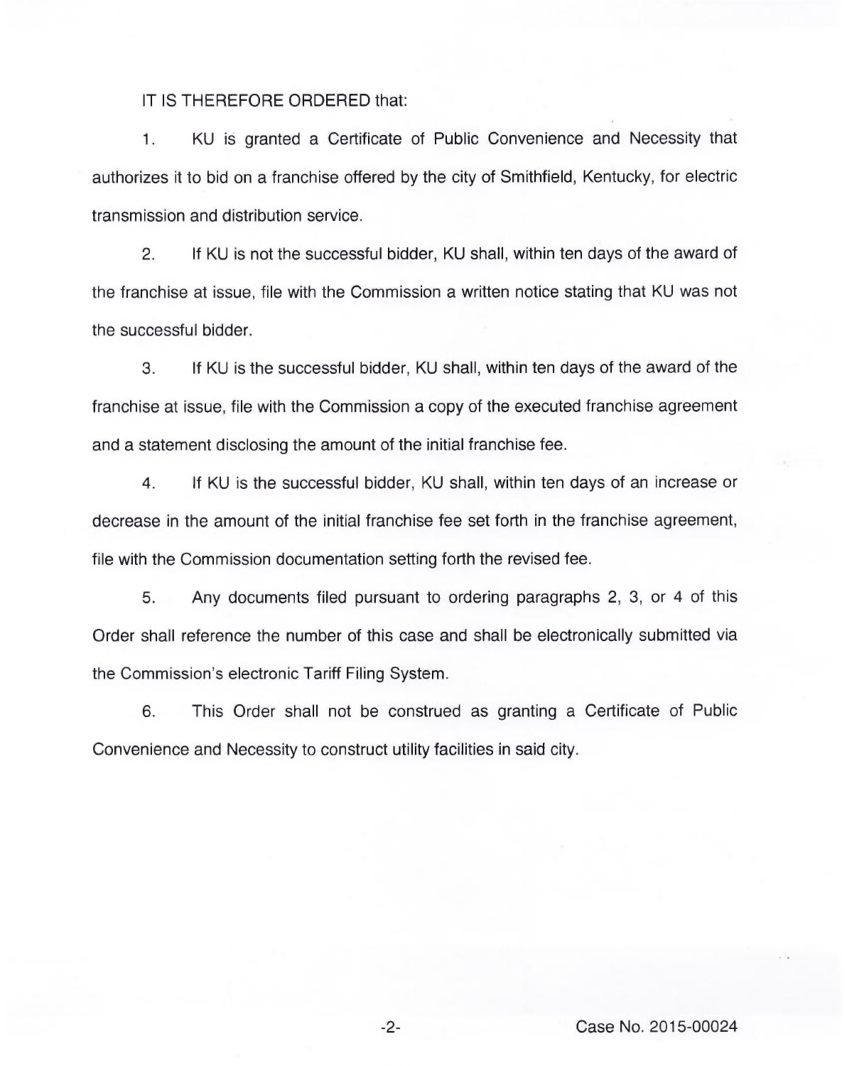IT IS THEREFORE ORDERED that:

1. KU is granted a Certificate of Public Convenience and Necessity that authorizes it to bid on a franchise offered by the city of Smithfield, Kentucky, for electric transmission and distribution service.

2. If KU is not the successful bidder, KU shall, within ten days of the award of the franchise at issue, file with the Commission a written notice stating that KU was not the successful bidder.

3. If KU is the successful bidder, KU shall, within ten days of the award of the franchise at issue, file with the Commission a copy of the executed franchise agreement and a statement disclosing the amount of the initial franchise fee.

4. If KU is the successful bidder, KU shall, within ten days of an increase or decrease in the amount of the initial franchise fee set forth in the franchise agreement, file with the Commission documentation setting forth the revised fee.

5. Any documents filed pursuant to ordering paragraphs 2, 3, or 4 of this Order shall reference the number of this case and shall be electronically submitted via the Commission's electronic Tariff Filing System.

6. This Order shall not be construed as granting a Certificate of Public Convenience and Necessity to construct utility facilities in said city.

Case No. 2015-00024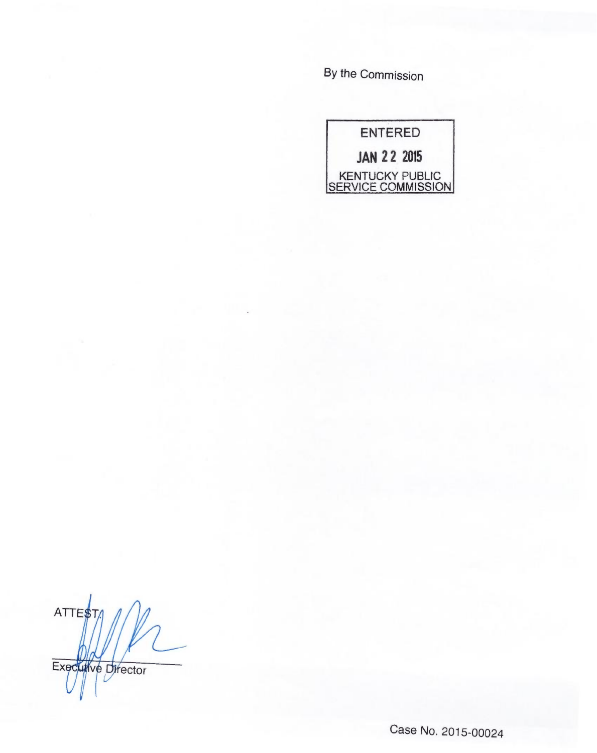By the Commission

ENTERED

JAN 22 2015

KENTUCKY PUBLIC SERVICE COMMISSION

ATTEST:

Executive Director

Case No. 2015-00024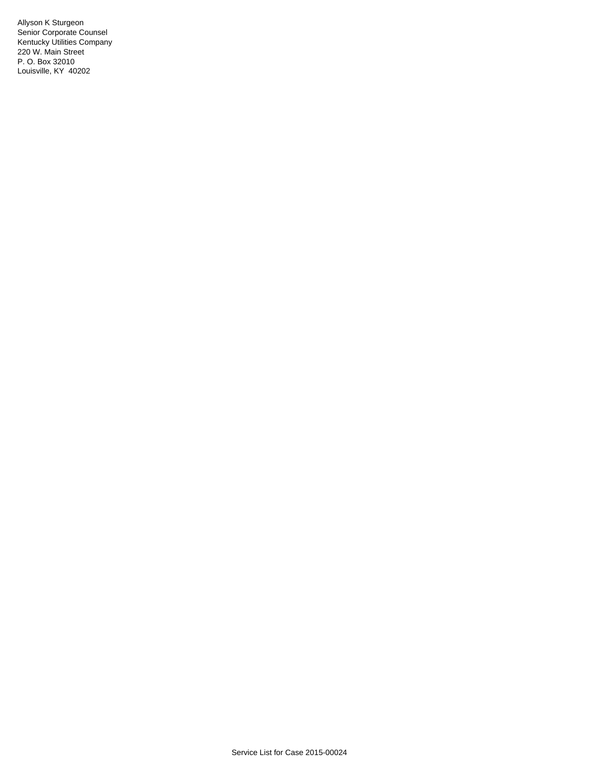Allyson K Sturgeon
Senior Corporate Counsel
Kentucky Utilities Company
220 W. Main Street
P. O. Box 32010
Louisville, KY 40202